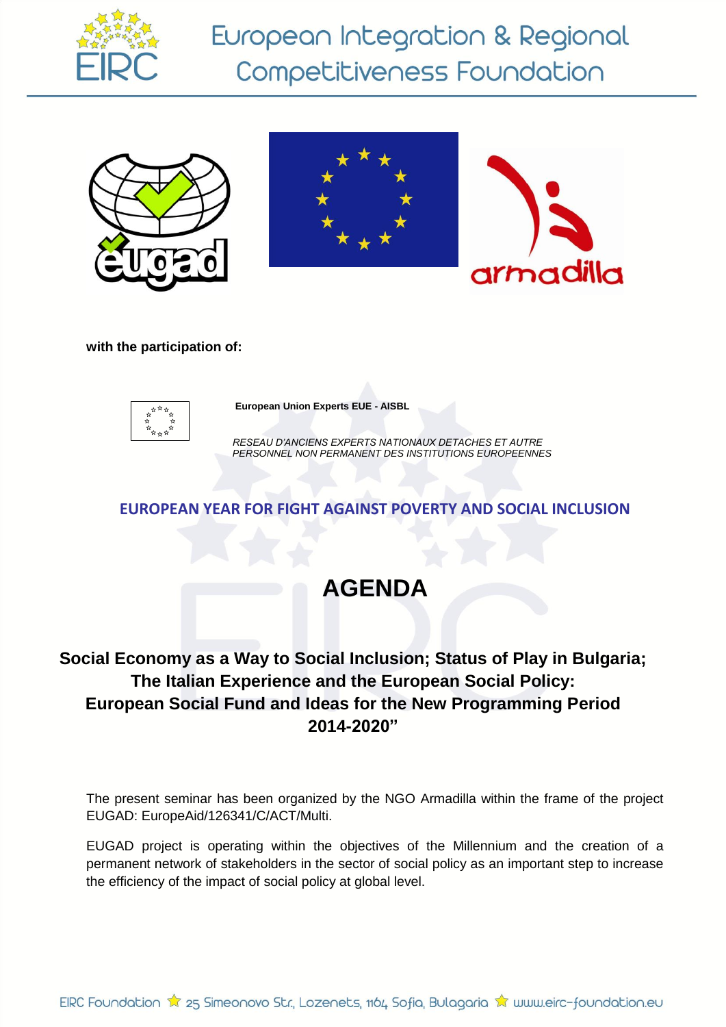# European Integration & Regional Competitiveness Foundation

**with the participation of:**

**European Union Experts EUE - AISBL**

*RESEAU D'ANCIENS EXPERTS NATIONAUX DETACHES ET AUTRE PERSONNEL NON PERMANENT DES INSTITUTIONS EUROPEENNES*

**EUROPEAN YEAR FOR FIGHT AGAINST POVERTY AND SOCIAL INCLUSION**

# AGENDA

## Social Economy as a Way to Social Inclusion; Status of Play in Bulgaria; The Italian Experience and the European Social Policy: European Social Fund and Ideas for the New Programming Period 2014-2020"

The present seminar has been organized by the NGO Armadilla within the frame of the project EUGAD: EuropeAid/126341/C/ACT/Multi.

EUGAD project is operating within the objectives of the Millennium and the creation of a permanent network of stakeholders in the sector of social policy as an important step to increase the efficiency of the impact of social policy at global level.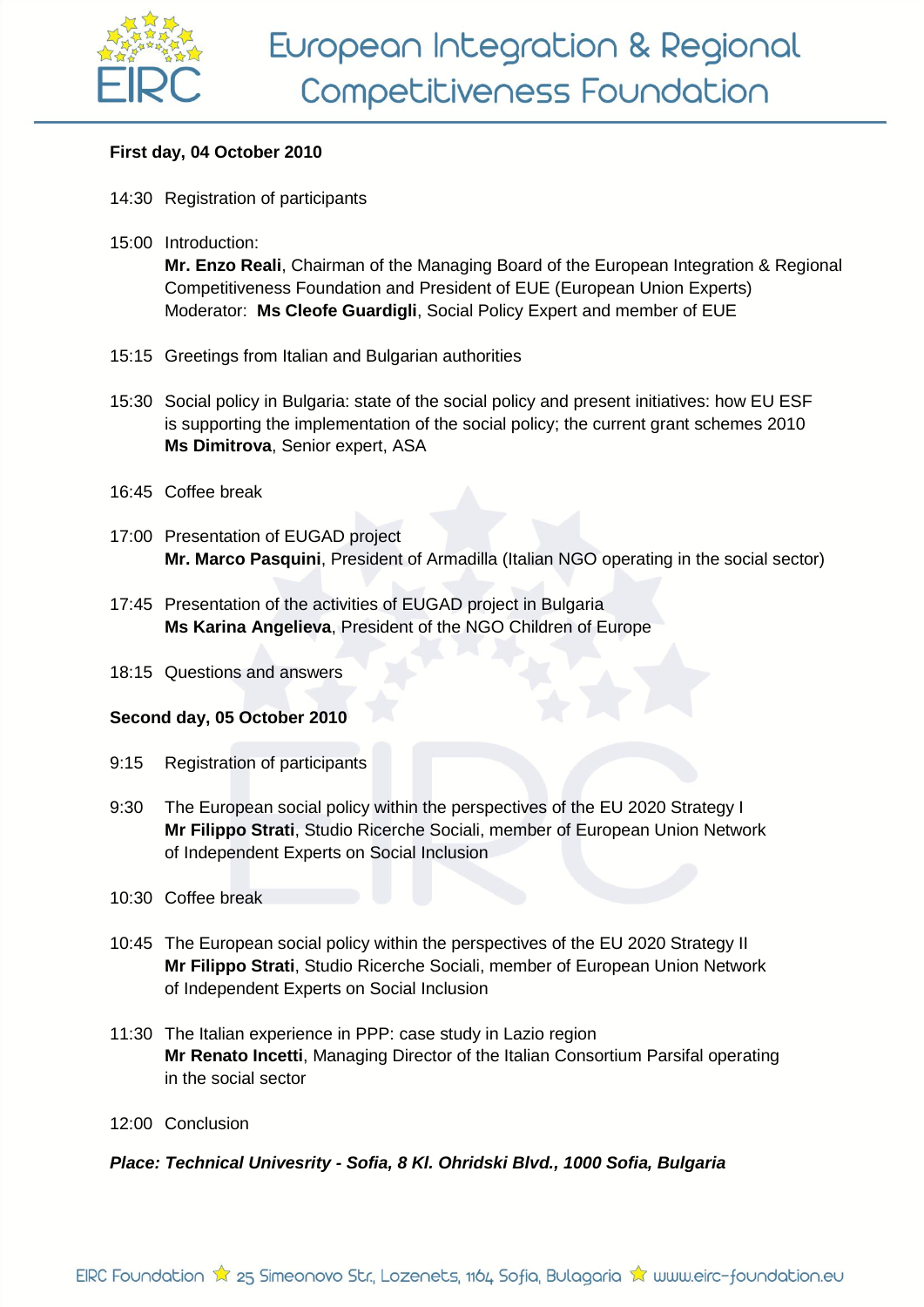# European Integration & Regional Competitiveness Foundation

**First day, 04 October 2010**

14:30 Registration of participants

15:00 Introduction:
**Mr. Enzo Reali**, Chairman of the Managing Board of the European Integration & Regional Competitiveness Foundation and President of EUE (European Union Experts)
Moderator: **Ms Cleofe Guardigli**, Social Policy Expert and member of EUE

15:15 Greetings from Italian and Bulgarian authorities

15:30 Social policy in Bulgaria: state of the social policy and present initiatives: how EU ESF is supporting the implementation of the social policy; the current grant schemes 2010
**Ms Dimitrova**, Senior expert, ASA

16:45 Coffee break

17:00 Presentation of EUGAD project
**Mr. Marco Pasquini**, President of Armadilla (Italian NGO operating in the social sector)

17:45 Presentation of the activities of EUGAD project in Bulgaria
**Ms Karina Angelieva**, President of the NGO Children of Europe

18:15 Questions and answers

**Second day, 05 October 2010**

9:15 Registration of participants

9:30 The European social policy within the perspectives of the EU 2020 Strategy I
**Mr Filippo Strati**, Studio Ricerche Sociali, member of European Union Network of Independent Experts on Social Inclusion

10:30 Coffee break

10:45 The European social policy within the perspectives of the EU 2020 Strategy II
**Mr Filippo Strati**, Studio Ricerche Sociali, member of European Union Network of Independent Experts on Social Inclusion

11:30 The Italian experience in PPP: case study in Lazio region
**Mr Renato Incetti**, Managing Director of the Italian Consortium Parsifal operating in the social sector

12:00 Conclusion

***Place: Technical Univesrity - Sofia, 8 Kl. Ohridski Blvd., 1000 Sofia, Bulgaria***

EIRC Foundation ☆ 25 Simeonovo Str., Lozenets, 1164 Sofia, Bulagaria ☆ www.eirc-foundation.eu